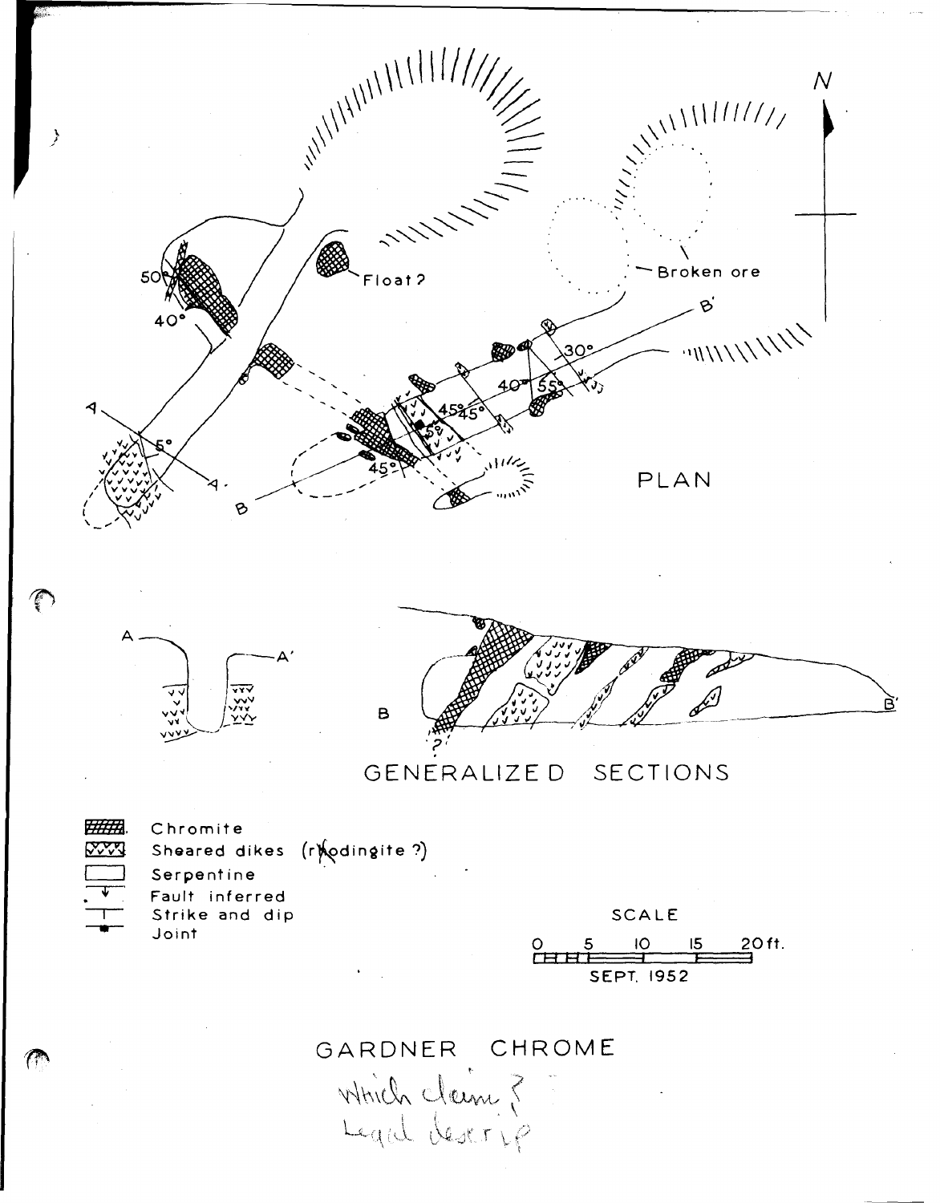PLAN

GENERALIZED SECTIONS

Chromite
Sheared dikes (rhodingite ?)
Serpentine
Fault inferred
Strike and dip
Joint

SCALE

0 5 10 15 20 ft.

SEPT. 1952

# GARDNER CHROME

Which claim?
Legal descrip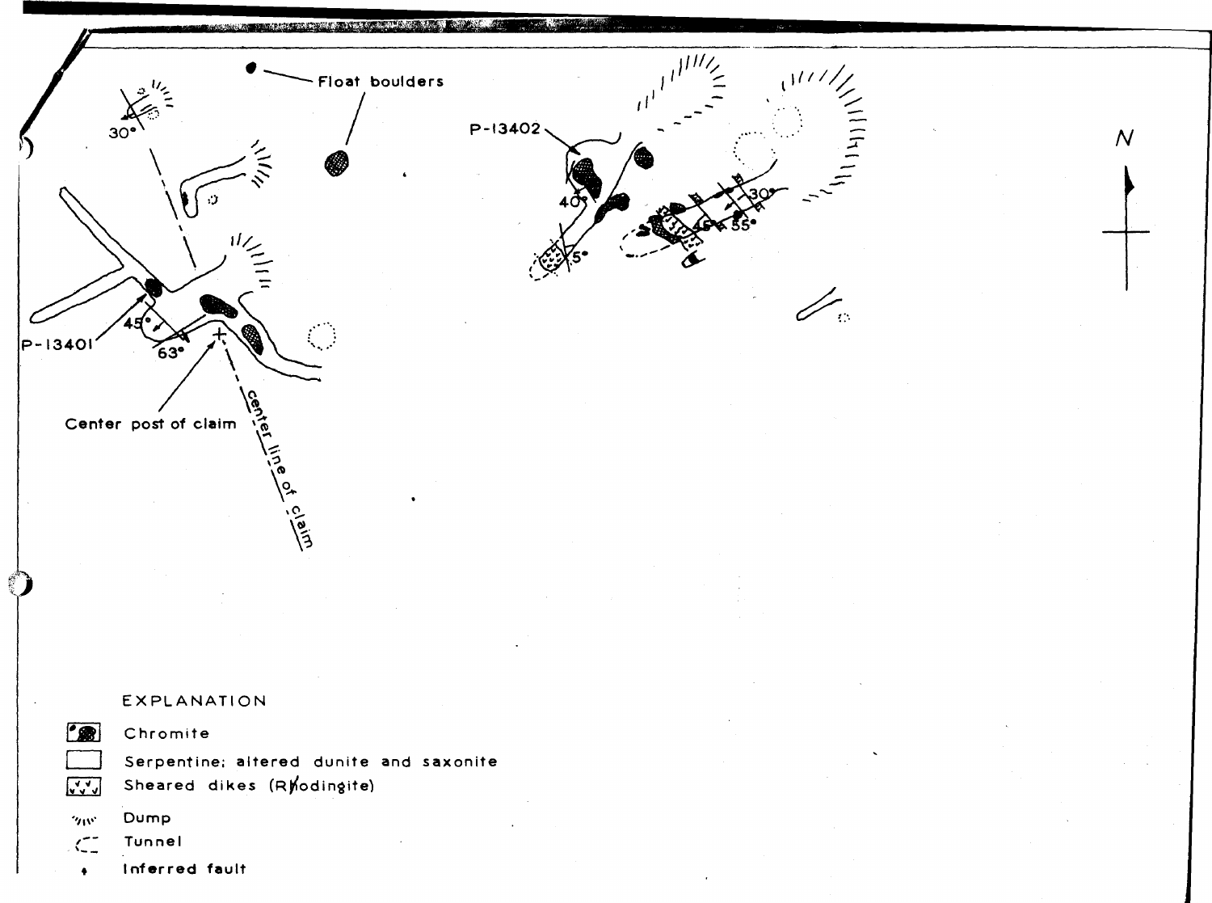Float boulders

P-13402

30°

40°

30°

45°

55°

5°

N

P-13401

45°

63°

Center post of claim

center line of claim

EXPLANATION

Chromite

Serpentine; altered dunite and saxonite

Sheared dikes (Rhodingite)

Dump

Tunnel

Inferred fault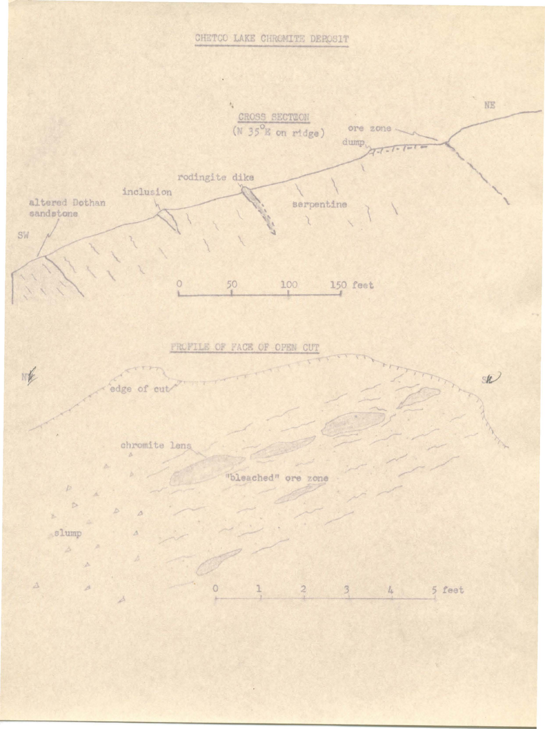# CHETCO LAKE CHROMITE DEPOSIT

## CROSS SECTION
(N 35°E on ridge)

NE

ore zone

dump

rodingite dike

inclusion

altered Dothan sandstone

serpentine

SW

0 50 100 150 feet

## PROFILE OF FACE OF OPEN CUT

NE

SW

edge of cut

chromite lens

"bleached" ore zone

slump

0 1 2 3 4 5 feet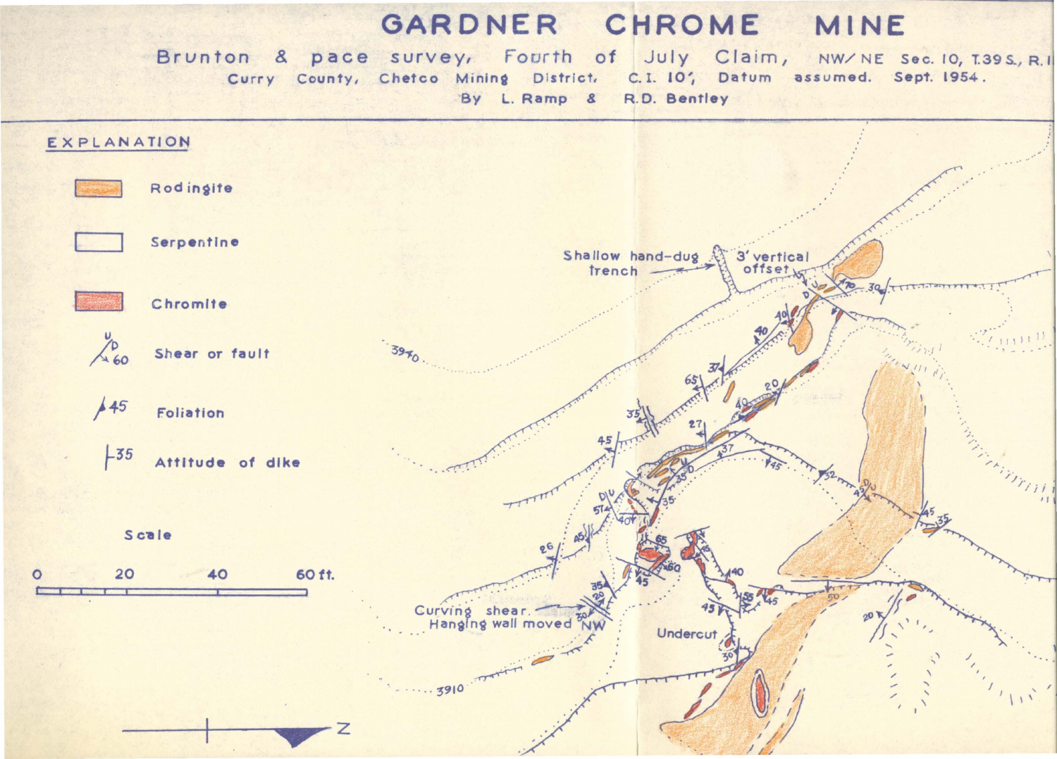# GARDNER CHROME MINE

Brunton & pace survey, Fourth of July Claim, NW/NE Sec. 10, T.39 S., R.1

Curry County, Chetco Mining District, C.I. 10', Datum assumed. Sept. 1954.

By L. Ramp & R.D. Bentley

## EXPLANATION

- Rodingite
- Serpentine
- Chromite
- Shear or fault
- Foliation
- Attitude of dike

Scale

0 20 40 60 ft.

Shallow hand-dug trench

3' vertical offset

Curving shear. Hanging wall moved NW

Undercut

3940

3910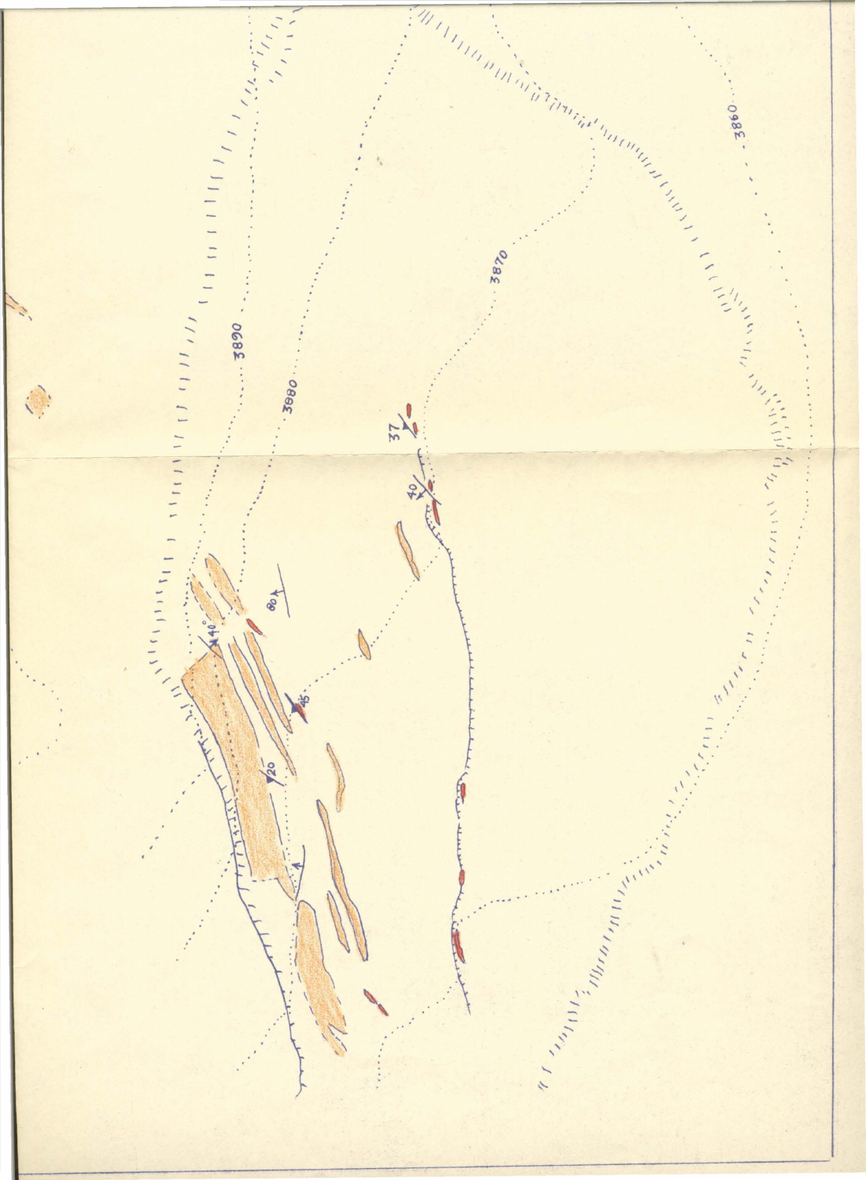3890

3880

3870

3860

37

40

40°

80

45

20